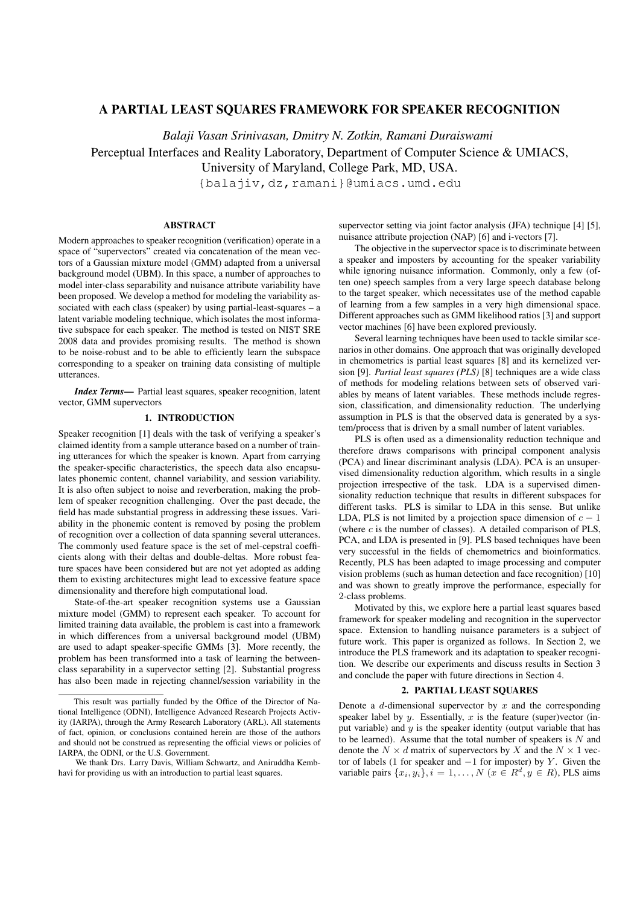# A PARTIAL LEAST SQUARES FRAMEWORK FOR SPEAKER RECOGNITION

*Balaji Vasan Srinivasan, Dmitry N. Zotkin, Ramani Duraiswami*

Perceptual Interfaces and Reality Laboratory, Department of Computer Science & UMIACS,
University of Maryland, College Park, MD, USA.
{balajiv,dz,ramani}@umiacs.umd.edu

## ABSTRACT

Modern approaches to speaker recognition (verification) operate in a space of "supervectors" created via concatenation of the mean vectors of a Gaussian mixture model (GMM) adapted from a universal background model (UBM). In this space, a number of approaches to model inter-class separability and nuisance attribute variability have been proposed. We develop a method for modeling the variability associated with each class (speaker) by using partial-least-squares – a latent variable modeling technique, which isolates the most informative subspace for each speaker. The method is tested on NIST SRE 2008 data and provides promising results. The method is shown to be noise-robust and to be able to efficiently learn the subspace corresponding to a speaker on training data consisting of multiple utterances.

***Index Terms*—** Partial least squares, speaker recognition, latent vector, GMM supervectors

## 1. INTRODUCTION

Speaker recognition [1] deals with the task of verifying a speaker's claimed identity from a sample utterance based on a number of training utterances for which the speaker is known. Apart from carrying the speaker-specific characteristics, the speech data also encapsulates phonemic content, channel variability, and session variability. It is also often subject to noise and reverberation, making the problem of speaker recognition challenging. Over the past decade, the field has made substantial progress in addressing these issues. Variability in the phonemic content is removed by posing the problem of recognition over a collection of data spanning several utterances. The commonly used feature space is the set of mel-cepstral coefficients along with their deltas and double-deltas. More robust feature spaces have been considered but are not yet adopted as adding them to existing architectures might lead to excessive feature space dimensionality and therefore high computational load.

State-of-the-art speaker recognition systems use a Gaussian mixture model (GMM) to represent each speaker. To account for limited training data available, the problem is cast into a framework in which differences from a universal background model (UBM) are used to adapt speaker-specific GMMs [3]. More recently, the problem has been transformed into a task of learning the between-class separability in a supervector setting [2]. Substantial progress has also been made in rejecting channel/session variability in the supervector setting via joint factor analysis (JFA) technique [4] [5], nuisance attribute projection (NAP) [6] and i-vectors [7].

The objective in the supervector space is to discriminate between a speaker and imposters by accounting for the speaker variability while ignoring nuisance information. Commonly, only a few (often one) speech samples from a very large speech database belong to the target speaker, which necessitates use of the method capable of learning from a few samples in a very high dimensional space. Different approaches such as GMM likelihood ratios [3] and support vector machines [6] have been explored previously.

Several learning techniques have been used to tackle similar scenarios in other domains. One approach that was originally developed in chemometrics is partial least squares [8] and its kernelized version [9]. *Partial least squares (PLS)* [8] techniques are a wide class of methods for modeling relations between sets of observed variables by means of latent variables. These methods include regression, classification, and dimensionality reduction. The underlying assumption in PLS is that the observed data is generated by a system/process that is driven by a small number of latent variables.

PLS is often used as a dimensionality reduction technique and therefore draws comparisons with principal component analysis (PCA) and linear discriminant analysis (LDA). PCA is an unsupervised dimensionality reduction algorithm, which results in a single projection irrespective of the task. LDA is a supervised dimensionality reduction technique that results in different subspaces for different tasks. PLS is similar to LDA in this sense. But unlike LDA, PLS is not limited by a projection space dimension of $c-1$ (where $c$ is the number of classes). A detailed comparison of PLS, PCA, and LDA is presented in [9]. PLS based techniques have been very successful in the fields of chemometrics and bioinformatics. Recently, PLS has been adapted to image processing and computer vision problems (such as human detection and face recognition) [10] and was shown to greatly improve the performance, especially for 2-class problems.

Motivated by this, we explore here a partial least squares based framework for speaker modeling and recognition in the supervector space. Extension to handling nuisance parameters is a subject of future work. This paper is organized as follows. In Section 2, we introduce the PLS framework and its adaptation to speaker recognition. We describe our experiments and discuss results in Section 3 and conclude the paper with future directions in Section 4.

## 2. PARTIAL LEAST SQUARES

Denote a $d$-dimensional supervector by $x$ and the corresponding speaker label by $y$. Essentially, $x$ is the feature (super)vector (input variable) and $y$ is the speaker identity (output variable that has to be learned). Assume that the total number of speakers is $N$ and denote the $N \times d$ matrix of supervectors by $X$ and the $N \times 1$ vector of labels (1 for speaker and $-1$ for imposter) by $Y$. Given the variable pairs $\{x_i, y_i\}, i = 1, \dots, N$ ($x \in R^d, y \in R$), PLS aims

---

This result was partially funded by the Office of the Director of National Intelligence (ODNI), Intelligence Advanced Research Projects Activity (IARPA), through the Army Research Laboratory (ARL). All statements of fact, opinion, or conclusions contained herein are those of the authors and should not be construed as representing the official views or policies of IARPA, the ODNI, or the U.S. Government.

We thank Drs. Larry Davis, William Schwartz, and Aniruddha Kembhavi for providing us with an introduction to partial least squares.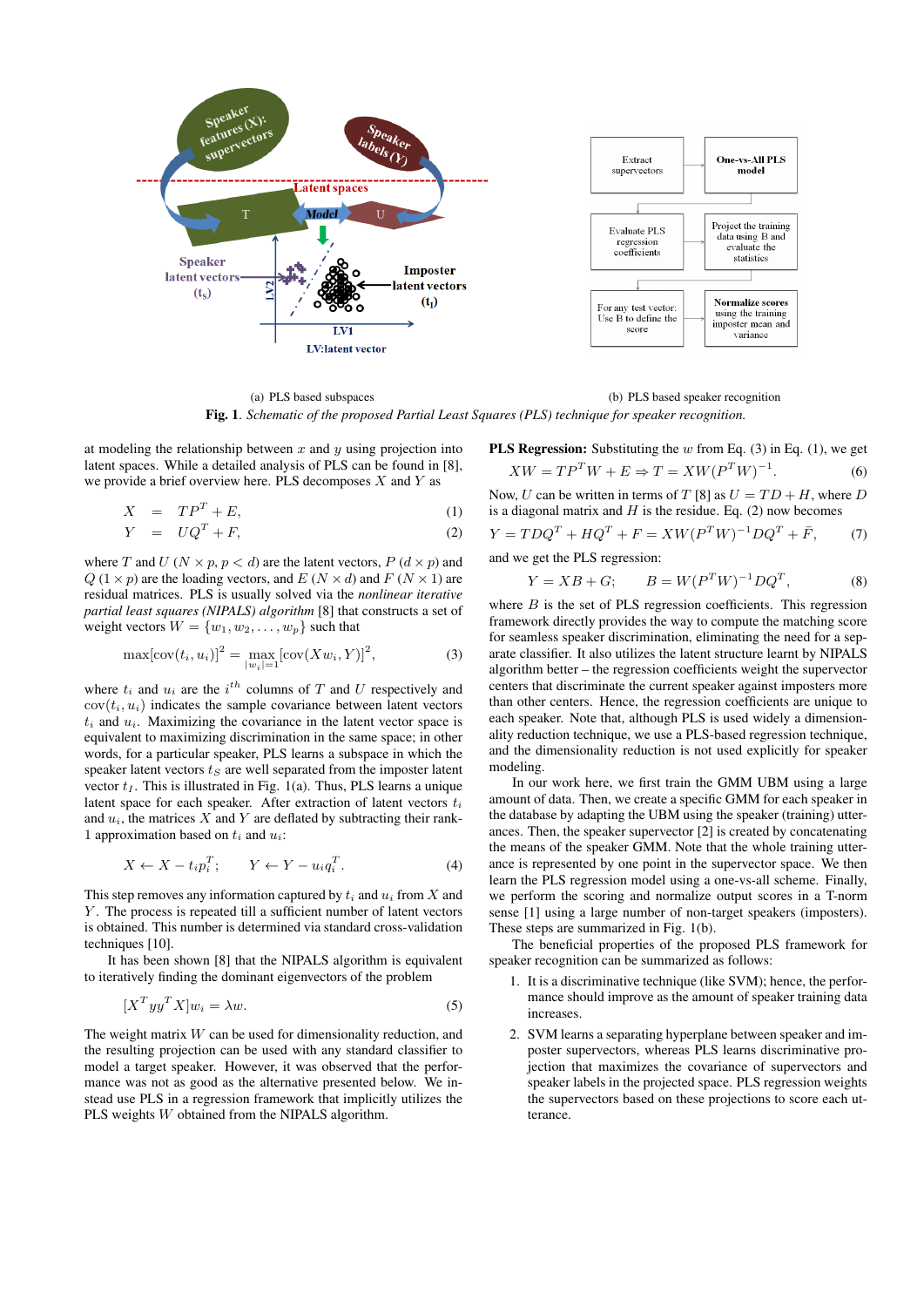(a) PLS based subspaces

(b) PLS based speaker recognition

**Fig. 1**. *Schematic of the proposed Partial Least Squares (PLS) technique for speaker recognition.*

at modeling the relationship between $x$ and $y$ using projection into latent spaces. While a detailed analysis of PLS can be found in [8], we provide a brief overview here. PLS decomposes $X$ and $Y$ as

$$X = TP^T + E, \quad (1)$$

$$Y = UQ^T + F, \quad (2)$$

where $T$ and $U$ ($N \times p, p < d$) are the latent vectors, $P$ ($d \times p$) and $Q$ ($1 \times p$) are the loading vectors, and $E$ ($N \times d$) and $F$ ($N \times 1$) are residual matrices. PLS is usually solved via the *nonlinear iterative partial least squares (NIPALS) algorithm* [8] that constructs a set of weight vectors $W = \{w_1, w_2, \ldots, w_p\}$ such that

$$\max[\text{cov}(t_i, u_i)]^2 = \max_{|w_i|=1} [\text{cov}(Xw_i, Y)]^2, \quad (3)$$

where $t_i$ and $u_i$ are the $i^{th}$ columns of $T$ and $U$ respectively and $\text{cov}(t_i, u_i)$ indicates the sample covariance between latent vectors $t_i$ and $u_i$. Maximizing the covariance in the latent vector space is equivalent to maximizing discrimination in the same space; in other words, for a particular speaker, PLS learns a subspace in which the speaker latent vectors $t_S$ are well separated from the imposter latent vector $t_I$. This is illustrated in Fig. 1(a). Thus, PLS learns a unique latent space for each speaker. After extraction of latent vectors $t_i$ and $u_i$, the matrices $X$ and $Y$ are deflated by subtracting their rank-1 approximation based on $t_i$ and $u_i$:

$$X \leftarrow X - t_i p_i^T; \qquad Y \leftarrow Y - u_i q_i^T. \quad (4)$$

This step removes any information captured by $t_i$ and $u_i$ from $X$ and $Y$. The process is repeated till a sufficient number of latent vectors is obtained. This number is determined via standard cross-validation techniques [10].

It has been shown [8] that the NIPALS algorithm is equivalent to iteratively finding the dominant eigenvectors of the problem

$$[X^T y y^T X] w_i = \lambda w. \quad (5)$$

The weight matrix $W$ can be used for dimensionality reduction, and the resulting projection can be used with any standard classifier to model a target speaker. However, it was observed that the performance was not as good as the alternative presented below. We instead use PLS in a regression framework that implicitly utilizes the PLS weights $W$ obtained from the NIPALS algorithm.

**PLS Regression:** Substituting the $w$ from Eq. (3) in Eq. (1), we get

$$XW = TP^T W + E \Rightarrow T = XW(P^T W)^{-1}. \quad (6)$$

Now, $U$ can be written in terms of $T$ [8] as $U = TD + H$, where $D$ is a diagonal matrix and $H$ is the residue. Eq. (2) now becomes

$$Y = TDQ^T + HQ^T + F = XW(P^T W)^{-1} DQ^T + \bar{F}, \quad (7)$$

and we get the PLS regression:

$$Y = XB + G; \qquad B = W(P^T W)^{-1} DQ^T, \quad (8)$$

where $B$ is the set of PLS regression coefficients. This regression framework directly provides the way to compute the matching score for seamless speaker discrimination, eliminating the need for a separate classifier. It also utilizes the latent structure learnt by NIPALS algorithm better – the regression coefficients weight the supervector centers that discriminate the current speaker against imposters more than other centers. Hence, the regression coefficients are unique to each speaker. Note that, although PLS is used widely a dimensionality reduction technique, we use a PLS-based regression technique, and the dimensionality reduction is not used explicitly for speaker modeling.

In our work here, we first train the GMM UBM using a large amount of data. Then, we create a specific GMM for each speaker in the database by adapting the UBM using the speaker (training) utterances. Then, the speaker supervector [2] is created by concatenating the means of the speaker GMM. Note that the whole training utterance is represented by one point in the supervector space. We then learn the PLS regression model using a one-vs-all scheme. Finally, we perform the scoring and normalize output scores in a T-norm sense [1] using a large number of non-target speakers (imposters). These steps are summarized in Fig. 1(b).

The beneficial properties of the proposed PLS framework for speaker recognition can be summarized as follows:

1. It is a discriminative technique (like SVM); hence, the performance should improve as the amount of speaker training data increases.
2. SVM learns a separating hyperplane between speaker and imposter supervectors, whereas PLS learns discriminative projection that maximizes the covariance of supervectors and speaker labels in the projected space. PLS regression weights the supervectors based on these projections to score each utterance.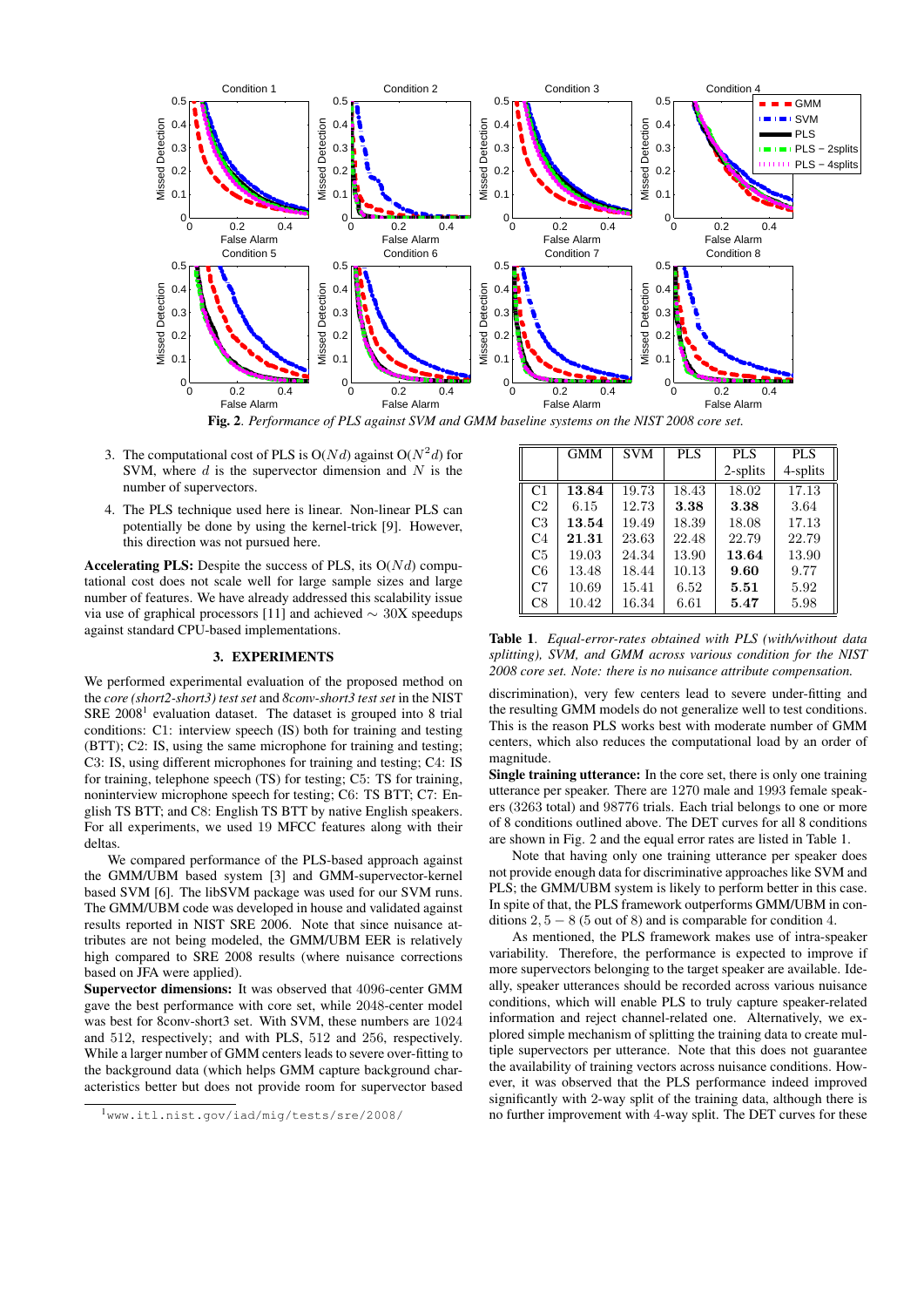**Fig. 2**. *Performance of PLS against SVM and GMM baseline systems on the NIST 2008 core set.*

3. The computational cost of PLS is O($Nd$) against O($N^2d$) for SVM, where $d$ is the supervector dimension and $N$ is the number of supervectors.

4. The PLS technique used here is linear. Non-linear PLS can potentially be done by using the kernel-trick [9]. However, this direction was not pursued here.

**Accelerating PLS:** Despite the success of PLS, its O($Nd$) computational cost does not scale well for large sample sizes and large number of features. We have already addressed this scalability issue via use of graphical processors [11] and achieved $\sim$ 30X speedups against standard CPU-based implementations.

## 3. EXPERIMENTS

We performed experimental evaluation of the proposed method on the *core (short2-short3) test set* and *8conv-short3 test set* in the NIST SRE 2008[1] evaluation dataset. The dataset is grouped into 8 trial conditions: C1: interview speech (IS) both for training and testing (BTT); C2: IS, using the same microphone for training and testing; C3: IS, using different microphones for training and testing; C4: IS for training, telephone speech (TS) for testing; C5: TS for training, noninterview microphone speech for testing; C6: TS BTT; C7: English TS BTT; and C8: English TS BTT by native English speakers. For all experiments, we used 19 MFCC features along with their deltas.

We compared performance of the PLS-based approach against the GMM/UBM based system [3] and GMM-supervector-kernel based SVM [6]. The libSVM package was used for our SVM runs. The GMM/UBM code was developed in house and validated against results reported in NIST SRE 2006. Note that since nuisance attributes are not being modeled, the GMM/UBM EER is relatively high compared to SRE 2008 results (where nuisance corrections based on JFA were applied).

**Supervector dimensions:** It was observed that 4096-center GMM gave the best performance with core set, while 2048-center model was best for 8conv-short3 set. With SVM, these numbers are 1024 and 512, respectively; and with PLS, 512 and 256, respectively. While a larger number of GMM centers leads to severe over-fitting to the background data (which helps GMM capture background characteristics better but does not provide room for supervector based discrimination), very few centers lead to severe under-fitting and the resulting GMM models do not generalize well to test conditions. This is the reason PLS works best with moderate number of GMM centers, which also reduces the computational load by an order of magnitude.

[1] www.itl.nist.gov/iad/mig/tests/sre/2008/

| | GMM | SVM | PLS | PLS 2-splits | PLS 4-splits |
|---|---|---|---|---|---|
| C1 | **13.84** | 19.73 | 18.43 | 18.02 | 17.13 |
| C2 | 6.15 | 12.73 | **3.38** | **3.38** | 3.64 |
| C3 | **13.54** | 19.49 | 18.39 | 18.08 | 17.13 |
| C4 | **21.31** | 23.63 | 22.48 | 22.79 | 22.79 |
| C5 | 19.03 | 24.34 | 13.90 | **13.64** | 13.90 |
| C6 | 13.48 | 18.44 | 10.13 | **9.60** | 9.77 |
| C7 | 10.69 | 15.41 | 6.52 | **5.51** | 5.92 |
| C8 | 10.42 | 16.34 | 6.61 | **5.47** | 5.98 |

**Table 1**. *Equal-error-rates obtained with PLS (with/without data splitting), SVM, and GMM across various condition for the NIST 2008 core set. Note: there is no nuisance attribute compensation.*

**Single training utterance:** In the core set, there is only one training utterance per speaker. There are 1270 male and 1993 female speakers (3263 total) and 98776 trials. Each trial belongs to one or more of 8 conditions outlined above. The DET curves for all 8 conditions are shown in Fig. 2 and the equal error rates are listed in Table 1.

Note that having only one training utterance per speaker does not provide enough data for discriminative approaches like SVM and PLS; the GMM/UBM system is likely to perform better in this case. In spite of that, the PLS framework outperforms GMM/UBM in conditions $2, 5-8$ (5 out of 8) and is comparable for condition 4.

As mentioned, the PLS framework makes use of intra-speaker variability. Therefore, the performance is expected to improve if more supervectors belonging to the target speaker are available. Ideally, speaker utterances should be recorded across various nuisance conditions, which will enable PLS to truly capture speaker-related information and reject channel-related one. Alternatively, we explored simple mechanism of splitting the training data to create multiple supervectors per utterance. Note that this does not guarantee the availability of training vectors across nuisance conditions. However, it was observed that the PLS performance indeed improved significantly with 2-way split of the training data, although there is no further improvement with 4-way split. The DET curves for these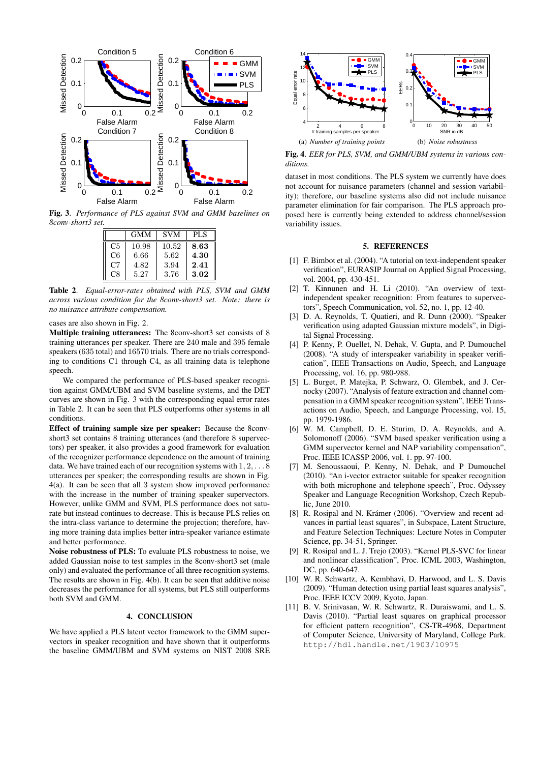Condition 5
Missed Detection
0.2
0.1
0
0 0.1 0.2
False Alarm

Condition 6
Missed Detection
0.2
0.1
0
0 0.1 0.2
False Alarm
GMM
SVM
PLS

Condition 7
Missed Detection
0.2
0.1
0
0 0.1 0.2
False Alarm

Condition 8
Missed Detection
0.2
0.1
0
0 0.1 0.2
False Alarm

**Fig. 3**. *Performance of PLS against SVM and GMM baselines on 8conv-short3 set.*

| | GMM | SVM | PLS |
|---|---|---|---|
| C5 | 10.98 | 10.52 | **8.63** |
| C6 | 6.66 | 5.62 | **4.30** |
| C7 | 4.82 | 3.94 | **2.41** |
| C8 | 5.27 | 3.76 | **3.02** |

**Table 2**. *Equal-error-rates obtained with PLS, SVM and GMM across various condition for the 8conv-short3 set. Note: there is no nuisance attribute compensation.*

cases are also shown in Fig. 2.

**Multiple training utterances:** The 8conv-short3 set consists of 8 training utterances per speaker. There are 240 male and 395 female speakers (635 total) and 16570 trials. There are no trials corresponding to conditions C1 through C4, as all training data is telephone speech.

We compared the performance of PLS-based speaker recognition against GMM/UBM and SVM baseline systems, and the DET curves are shown in Fig. 3 with the corresponding equal error rates in Table 2. It can be seen that PLS outperforms other systems in all conditions.

**Effect of training sample size per speaker:** Because the 8conv-short3 set contains 8 training utterances (and therefore 8 supervectors) per speaker, it also provides a good framework for evaluation of the recognizer performance dependence on the amount of training data. We have trained each of our recognition systems with $1, 2, \ldots 8$ utterances per speaker; the corresponding results are shown in Fig. 4(a). It can be seen that all 3 system show improved performance with the increase in the number of training speaker supervectors. However, unlike GMM and SVM, PLS performance does not saturate but instead continues to decrease. This is because PLS relies on the intra-class variance to determine the projection; therefore, having more training data implies better intra-speaker variance estimate and better performance.

**Noise robustness of PLS:** To evaluate PLS robustness to noise, we added Gaussian noise to test samples in the 8conv-short3 set (male only) and evaluated the performance of all three recognition systems. The results are shown in Fig. 4(b). It can be seen that additive noise decreases the performance for all systems, but PLS still outperforms both SVM and GMM.

## 4. CONCLUSION

We have applied a PLS latent vector framework to the GMM supervectors in speaker recognition and have shown that it outperforms the baseline GMM/UBM and SVM systems on NIST 2008 SRE dataset in most conditions. The PLS system we currently have does not account for nuisance parameters (channel and session variability); therefore, our baseline systems also did not include nuisance parameter elimination for fair comparison. The PLS approach proposed here is currently being extended to address channel/session variability issues.

Equal error rate
14
12
10
8
6
4
2 4 6 8
# training samples per speaker
GMM
SVM
PLS

EERs
0.4
0.3
0.2
0.1
0
0 10 20 30 40 50
SNR in dB
GMM
SVM
PLS

(a) *Number of training points* (b) *Noise robustness*

**Fig. 4**. *EER for PLS, SVM, and GMM/UBM systems in various conditions.*

## 5. REFERENCES

[1] F. Bimbot et al. (2004). "A tutorial on text-independent speaker verification", EURASIP Journal on Applied Signal Processing, vol. 2004, pp. 430-451.

[2] T. Kinnunen and H. Li (2010). "An overview of text-independent speaker recognition: From features to supervectors", Speech Communication, vol. 52, no. 1, pp. 12-40.

[3] D. A. Reynolds, T. Quatieri, and R. Dunn (2000). "Speaker verification using adapted Gaussian mixture models", in Digital Signal Processing.

[4] P. Kenny, P. Ouellet, N. Dehak, V. Gupta, and P. Dumouchel (2008). "A study of interspeaker variability in speaker verification", IEEE Transactions on Audio, Speech, and Language Processing, vol. 16, pp. 980-988.

[5] L. Burget, P. Matejka, P. Schwarz, O. Glembek, and J. Cernocky (2007). "Analysis of feature extraction and channel compensation in a GMM speaker recognition system", IEEE Transactions on Audio, Speech, and Language Processing, vol. 15, pp. 1979-1986.

[6] W. M. Campbell, D. E. Sturim, D. A. Reynolds, and A. Solomonoff (2006). "SVM based speaker verification using a GMM supervector kernel and NAP variability compensation", Proc. IEEE ICASSP 2006, vol. 1. pp. 97-100.

[7] M. Senoussaoui, P. Kenny, N. Dehak, and P Dumouchel (2010). "An i-vector extractor suitable for speaker recognition with both microphone and telephone speech", Proc. Odyssey Speaker and Language Recognition Workshop, Czech Republic, June 2010.

[8] R. Rosipal and N. Krámer (2006). "Overview and recent advances in partial least squares", in Subspace, Latent Structure, and Feature Selection Techniques: Lecture Notes in Computer Science, pp. 34-51, Springer.

[9] R. Rosipal and L. J. Trejo (2003). "Kernel PLS-SVC for linear and nonlinear classification", Proc. ICML 2003, Washington, DC, pp. 640-647.

[10] W. R. Schwartz, A. Kembhavi, D. Harwood, and L. S. Davis (2009). "Human detection using partial least squares analysis", Proc. IEEE ICCV 2009, Kyoto, Japan.

[11] B. V. Srinivasan, W. R. Schwartz, R. Duraiswami, and L. S. Davis (2010). "Partial least squares on graphical processor for efficient pattern recognition", CS-TR-4968, Department of Computer Science, University of Maryland, College Park. http://hdl.handle.net/1903/10975